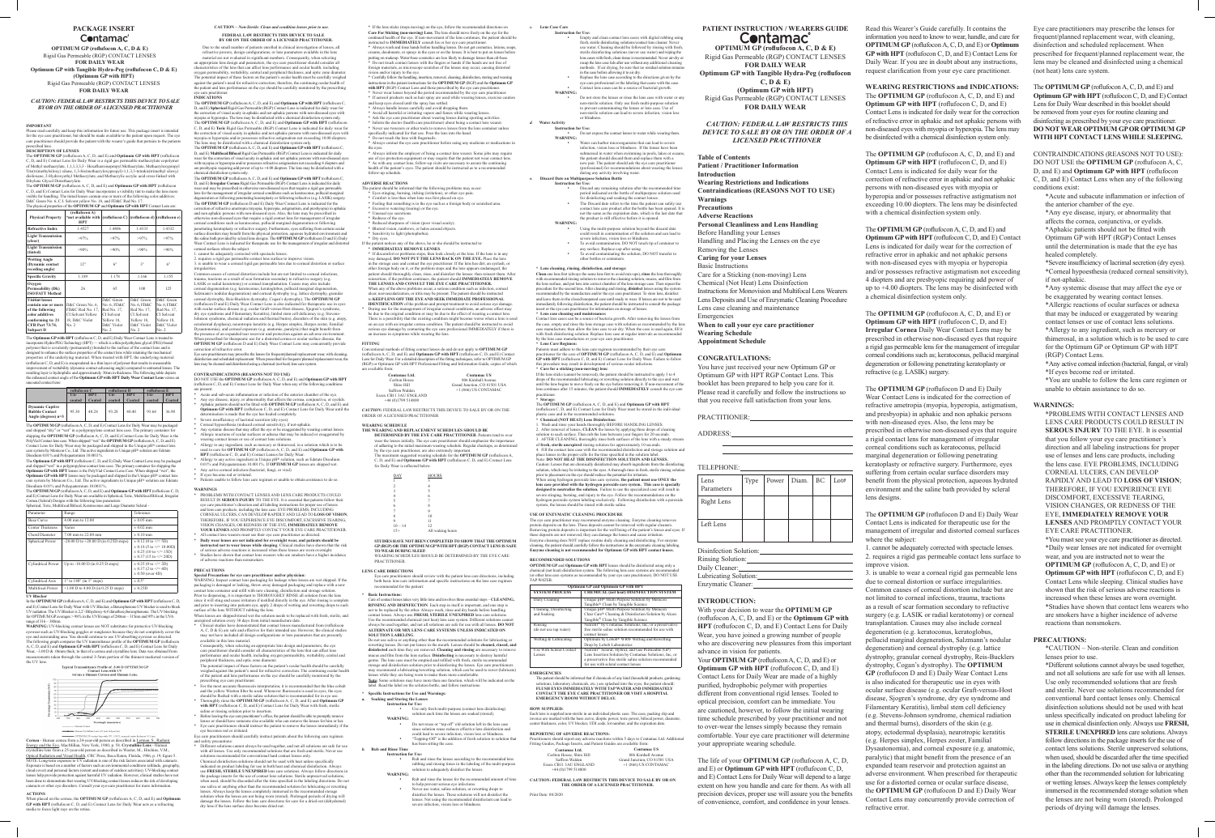# PACKAGE INSERT

**Contamac**

**OPTIMUM GP (roflufocon A, C, D & E)**
Rigid Gas Permeable (RGP) CONTACT LENSES
**FOR DAILY WEAR**
**Optimum GP with Tangible Hydra-Peg (roflufocon C, D & E)**
**(Optimum GP with HPT)**
Rigid Gas Permeable (RGP) CONTACT LENSES
**FOR DAILY WEAR**

*CAUTION: FEDERAL LAW RESTRICTS THIS DEVICE TO SALE BY OR ON THE ORDER OF A LICENSED PRACTITIONER*

**IMPORTANT**
Please read carefully and keep this information for future use. This package insert is intended for the eye care practitioner, but should be made available to the patient upon request. The eye care practitioner should provide the patient with the wearer's guide that pertains to the patient's prescribed lens.

**DESCRIPTION OF LENSES**
The **OPTIMUM GP** (roflufocon A, C, D, and E) and **Optimum GP with HPT** (roflufocon C, D, and E) Contact Lens for Daily Wear is a rigid gas permeable methacrylic copolymer of Methyl methacrylate, 1,1,1,3,3,3 - Hexafluoroisopropyl Methacrylate, Methacryloxypropyl Tris(trimethylsiloxy) silane, 1,3-bis(methacryloxypropyl)-1,1,3,3-tetrakis(trimethyl siloxy) disiloxane, 2-Hydroxyethyl Methacrylate, and Methacrylic acid, cross-linked with Ethylene Glycol Dimethacrylate.

The **OPTIMUM GP** (roflufocon A, C, D, and E) and **Optimum GP with HPT** (roflufocon C, D, and E) Contact Lens for Daily Wear incorporates a visibility tint to make the lens more visible for handling. The tinted lenses contain one or more of the following color additives: D&C Green No. 6, C.I. Solvent yellow No. 18, and D&C Red No. 17.

The physical properties of the **OPTIMUM GP** and **Optimum GP with HPT** Contact Lens are:

| Physical Property | (roflufocon A) \*not available with HPT | (roflufocon C) | (roflufocon D) | (roflufocon E) |
|---|---|---|---|---|
| Refractive Index | 1.4527 | 1.4406 | 1.4333 | 1.4332 |
| Light Transmission (clear) | >97% | >97% | >97% | >97% |
| Light Transmission (tinted) | >90% | >90% | >90% | >90% |
| Wetting Angle (Dynamic contact receding angle) | 12° | 6° | 3° | 6° |
| Specific Gravity | 1.189 | 1.178 | 1.166 | 1.155 |
| Oxygen Permeability (Dk) ISO/FATT Method | 26 | 65 | 100 | 125 |
| Visitint lenses contain one or more of the following color additives conforming to 21 CFR Part 73/74, Subpart D | D&C Green No 6, FD&C Red No 17, CI Solvent Yellow 18, D&C Violet No 2 | D&C Green No. 6, FD&C Red No. 17, CI Solvent Yellow 18, D&C Violet No. 2 | D&C Green No. 6, FD&C Red No. 17, CI Solvent Yellow 18, D&C Violet No. 2 | D&C Green No. 6, FD&C Red No. 17, CI Solvent Yellow 18, D&C Violet No. 2 |

The **Optimum GP with HPT** (roflufocon C, D, and E) Daily Wear Contact Lens is treated to incorporate Hydra-PEG Technology (HPT) — which is a thin polyethylene glycol (PEG)-based polymer that is covalently (permanently) bonded to the surface of the contact lens and is designed to enhance the surface properties of the contact lens while retaining the mechanical properties of the underlying material. When treated with HPT, the underlying material (roflufocon C, D, and E) is encapsulated in a thin layer of polymer that results in measurable improvement of wettability (dynamic contact advancing angle) compared to untreated lenses. The resulting layer is hydrophilic and approximately 20-50 nm in thickness. The following table depicts the enhanced contact angle of the **Optimum GP with HPT Daily Wear Contact Lens** versus an uncoated contact lens:

| | roflufocon C | | roflufocon D | | roflufocon E | |
|---|---|---|---|---|---|---|
| | Un-coated | HPT Coated | Un-coated | HPT Coated | Un-coated | HPT Coated |
| Dynamic Captive Bubble Contact Angle (degrees) n=3 | 95.10 | 40.28 | 93.28 | 60.80 | 93.64 | 36.90 |

The **OPTIMUM GP** (roflufocon A, C, D, and E) Contact Lens for Daily Wear may be packaged and shipped "dry" or "wet" in a polypropylene contact lens case. The primary container for shipping the **OPTIMUM GP** (roflufocon A, C, D, and E) Contact Lens for Daily Wear is the PolyVial Contact lens case. When shipped "wet" the **OPTIMUM GP** (roflufocon A, C, D, and E) Contact Lens for Daily Wear may be packaged and shipped in the Unique pH® contact lens care system by Menicon Co., Ltd. The active ingredients in Unique pH® solution are Edetate Disodium 0.01% and Polyquaternium 10.0011%.

The **Optimum GP with HPT** (roflufocon C, D, and E) Daily Wear Contact Lens may be packaged and shipped "wet" in a polypropylene contact lens case. The primary container for shipping the **Optimum GP with HPT** lenses is the PolyVial Contact Lens Case. When shipped "wet", the **Optimum GP with HPT** lenses may be packaged and shipped in the Unique pH® contact lens care system by Menicon Co., Ltd. The active ingredients in Unique pH® solution are Edetate Disodium 0.01% and Polyquaternium 10.0011%.

The **OPTIMUM GP** (roflufocon A, C, D, and E) and **Optimum GP with HPT** (roflufocon C, D, and E) Contact Lens for Daily Wear are available as Spherical, Aspherical, Toric, Multifocal/Bifocal, Irregular Cornea (Scleral) Designs with the following lens parameters:
Spherical, Toric, Multifocal/Bifocal, Keratoconus and Large Diameter Scleral -

| Parameter | Range | Tolerance |
|---|---|---|
| Base Curve | 5.00 mm to 12.00 | ± 0.05 mm |
| Center Thickness | Varies | ± 0.02 mm |
| Chord Diameter | 7.00 mm to 22.00 mm | ± 0.10 mm |
| Spherical Power | -20.00 D to +20.00 D (in 0.25D steps) | ± 0.12 (0 to +/- 5D)<br>± 0.18 (5 to +/- 10.00D)<br>± 0.25 (10 to +/- 15D)<br>± 0.37 (15 to +/- 20D) |
| Cylindrical Power | Up to -10.00 D (in 0.25 D steps) | ± 0.25 (0 to -/+ 2D)<br>± 0.37 (2 to -/+ 4D)<br>± 0.50 (over 4D) |
| Cylindrical Axis | 1° to 180° (in 1° steps) | ± 5° |
| Multifocal Power | 1.00 D to 4.00 D (in 0.25 D steps) | ± 0.25D |

**UV Blocker**
In the **OPTIMUM GP** (roflufocon A, C, D, and E) and **Optimum GP with HPT** (roflufocon C, D, and E) Contact Lens for Daily Wear with UV Blocker, a Benzophenone UV blocker is used to block UV radiation. The UV Blocker is 2.2' (Hydroxy-4-4' dimethoxybenzophenone). The UV blocking for **OPTIMUM GP** averages > 96% in the UVB range of 280nm – 315nm and 95% in the UVA range of 316 – 380nm.

**WARNING:** UV-blocking contact lenses are NOT substitutes for protective UV-blocking eyewear such as UV-blocking goggles or sunglasses because they do not completely cover the eye and surrounding area. You should continue to use UV-absorbing eyewear as directed. The following graph compares the UV transmittance profile of the **OPTIMUM GP** (roflufocon A, C, D, and E) and **Optimum GP with HPT** (roflufocon C, D, and E) Contact Lens for Daily Wear – 0.08 D.K. 10mm thick, to that of a cornea and crystalline lens. Data was obtained from measurements taken through the central 3-5mm portion of the thinnest marketed version of the UV lens.

**Typical Transmittance Profile of .0.08 OPTIMUM GP Contact Lens with UV versus a Human Cornea and Human Lens**

**Cornea** - Human cornea from a 24-year-old person as described in Lerman, S., Radiant Energy and the Eye, MacMillan, New York, 1980, p. 58. **Crystalline Lens** - Human crystalline lens from a 25-year-old person as described in Waxler, M., Hitchins, V.M., Optical Radiation and Visual Health, CRC Press, Boca Raton, Florida, 1986, p. 19, figure 5.

NOTE: Long term exposure to UV radiation is one of the risk factors associated with cataracts. Exposure is based on a number of factors such as environmental conditions (altitude, geography, cloud cover) and personal factors (extent and nature of outdoor activities). UV-blocking contact lenses help provide protection against harmful UV radiation. However, clinical studies have not been done to demonstrate that wearing UV-blocking contact lenses reduces the risk of developing cataracts or other eye disorders. Consult your eye care practitioner for more information.

**ACTIONS**
When placed on the cornea, the **OPTIMUM GP** (roflufocon A, C, D, and E) and **Optimum GP with HPT** (roflufocon C, D, and E) Contact Lens for Daily Wear acts as a refracting media to focus light rays on the retina.

**CAUTION –** *Non-Sterile. Clean and condition lenses prior to use.*

**FEDERAL LAW RESTRICTS THIS DEVICE TO SALE BY OR ON THE ORDER OF A LICENSED PRACTITIONER.**

Due to the small number of patients enrolled in clinical investigation of lenses, all refractive powers, design configurations, or lens parameters available in the lens material are not evaluated in significant numbers. Consequently, when selecting an appropriate lens design and parameters, the eye care practitioner should consider all characteristics of the lens that can affect lens performance and ocular health, including oxygen permeability, wettability, central and peripheral thickness, and optic zone diameter. The potential impact of these factors on the patient's ocular health must be carefully weighed against the patient's need for refractive correction; therefore, the continuing ocular health of the patient and lens performance on the eye should be carefully monitored by the prescribing eye care practitioner.

**INDICATIONS**
The **OPTIMUM GP** (roflufocon A, C, D, and E) and **Optimum GP with HPT** (roflufocon C, D, and E) **Spherical** Rigid Gas Permeable (RGP) Contact Lens indicated for daily wear for the correction of visual acuity in aphakic and not-aphakic persons with non-diseased eyes with myopia or hyperopia. The lens may be disinfected with a chemical disinfection system only.

The **OPTIMUM GP** (roflufocon A, C, D, and E) and **Optimum GP with HPT** (roflufocon C, D, and E) **Toric** Rigid Gas Permeable (RGP) Contact Lens is indicated for daily wear for the correction of visual acuity in aphakic and not aphakic persons with non-diseased eyes with myopia or hyperopia and or possesses refractive astigmatism not exceeding 10.00 diopters. The lens may be disinfected with a chemical disinfection system only.

The **OPTIMUM GP** (roflufocon A, C, D, and E) and **Optimum GP with HPT** (roflufocon C, D, and E) **Multifocal/Bifocal** Rigid Gas Permeable (RGP) Contact Lens is indicated for daily wear for the correction of visual acuity in aphakic and not aphakic persons with non-diseased eyes with myopia or hyperopia and/or possesses refractive astigmatism not exceeding 4 diopters and are presbyopic requiring add power of up to +4.00 diopters. The lens may be disinfected with a chemical disinfection system only.

The **OPTIMUM GP** (roflufocon A, C, D, and E) and **Optimum GP with HPT** (roflufocon C, D, and E) **Irregular Cornea** Rigid Gas Permeable (RGP) Contact Lens may be prescribed in otherwise non-diseased eyes that require a rigid gas permeable lens for the management of irregular corneal conditions such as keratoconus, pellucid marginal degeneration or following penetrating keratoplasty or refractive surgery. Furthermore, eyes suffering from certain ocular surface disorders may benefit from the physical protection, aqueous hydrated environment and the saline bath provided by scleral lens designs. The **OPTIMUM GP** (roflufocon D and E) Daily Wear Contact Lens is indicated for the correction of refractive ametropia (myopia, hyperopia, astigmatism, and presbyopia) in aphakic and non-aphakic persons with non-diseased eyes. Also, the lens may be prescribed in otherwise non-diseased eyes that require a rigid gas permeable lens for management of irregular corneal conditions such as keratoconus, pellucid marginal degeneration or following penetrating keratoplasty or refractive surgery. Furthermore, eyes suffering from certain ocular surface disorders may benefit from the physical protection, aqueous hydrated environment and the saline bath provided by scleral lens designs. The **OPTIMUM GP** (roflufocon D and E) Daily Wear Contact Lens is also indicated for therapeutic use in eyes with ocular surface disease (e.g. ocular Graft-versus-Host disease, Sjogren's syndrome, dry eye syndrome and Filamentary Keratitis), limbal stem cell deficiency (e.g. Stevens-Johnson syndrome, chemical radiation and thermal burns), disorders of the skin (e.g. atopy, ectodermal dysplasia), neurotrophic keratitis (e.g. Herpes simplex, Herpes zoster, Familial Dysautonomia), and corneal exposure (e.g. anatomic, paralytic) that might benefit from the presence of an expanded tear reservoir and protection against an adverse environment.

When prescribed for therapeutic use for a distorted cornea or ocular surface disease, the **OPTIMUM GP** (roflufocon D and E) Daily Wear Contact Lens may concurrently provide correction of refractive error.

Eye care practitioners may prescribe the lenses for frequent/planned replacement wear, with cleaning, disinfection and scheduled replacement. When prescribed for frequent/planned replacement wear, the lens may be cleaned and disinfected using a chemical (not heat) lens care system.

**CONTRAINDICATIONS (REASONS NOT TO USE)**
DO NOT USE the **OPTIMUM GP** (roflufocon A, C, D, and E) and **Optimum GP with HPT** (roflufocon C, D, and E) Contact Lens for Daily Wear when any of the following conditions are present:

- Acute and sub-acute inflammation or infection of the anterior chamber of the eye.
- Any eye disease, injury, or abnormality that affects the cornea, conjunctiva, or eyelids.
- Aphakic patients should not be fitted with **OPTIMUM GP** (roflufocon A, C, D, and E) and **Optimum GP with HPT** (roflufocon C, D, and E) Contact Lens for Daily Wear until the determination is made that the eye has healed completely.
- Severe insufficiency of lacrimal secretion (dry eyes).
- Corneal hypoesthesia (reduced corneal sensitivity), if not-aphakic.
- Any systemic disease that may affect the eye or be exaggerated by wearing contact lenses.
- Allergic reactions of ocular surfaces or adnexa that may be induced or exaggerated by wearing contact lenses or use of contact lens solutions.
- Allergy to any ingredient, such as mercury or thimerosal, in a solution which is to be used to care for **OPTIMUM GP** (roflufocon A, C, D, and E) and **Optimum GP with HPT** (roflufocon C, D, and E) Contact Lens for Daily Wear.
- Allergy to any active ingredient in Unique pH® solution, such as Edetate Disodium 0.01% and Polyquaternium 10.0011%, if **Optimum GP with HPT** lenses are shipped wet.
- Any active corneal infection (bacterial, fungi, or viral)
- If eyes become red or irritated.
- Patients unable to follow lens care regimen or unable to obtain assistance to do so.

**WARNINGS**
- PROBLEMS WITH CONTACT LENSES AND LENS CARE PRODUCTS COULD RESULT IN **SERIOUS INJURY** TO THE EYE. It is essential that patients follow their eye care practitioner's direction and all labeling instructions for proper use of lenses and lens care products, including the lens case. EYE PROBLEMS, INCLUDING CORNEAL ULCERS, CAN DEVELOP RAPIDLY AND LEAD TO **LOSS OF VISION**; THEREFORE, IF YOU EXPERIENCE EYE DISCOMFORT, EXCESSIVE TEARING, VISION CHANGES, OR REDNESS OF THE EYE, **IMMEDIATELY REMOVE YOUR LENSES** AND PROMPTLY CONTACT YOUR EYE CARE PRACTITIONER.
- All contact lens wearers must see their eye care practitioner as directed.
- **Daily wear lenses are not indicated for overnight wear, and patients should be instructed not to wear lenses while sleeping.** Clinical studies have shown that the risk of serious adverse reactions is increased when these lenses are worn overnight.
- Studies have shown that contact lens wearers who are smokers have a higher incidence of adverse reactions than nonsmokers.

**PRECAUTIONS**
**Special Precautions for eye care practitioner and/or physician:**
WARNING: Inspect contact lens packaging for leakage when lenses are wet shipped. If the packaging is damaged or leaking, throw away damaged packaging and replace with a new contact lens container and refill with new cleaning, disinfection and storage solution.

Prior to dispensing, it is important to THOROUGHLY RINSE all solution from the lens since it will sting and cause eye irritation if left on the lens. After rinsing is complete and prior to inserting into patients eye, apply 2 drops of wetting and rewetting drops to each surface of the lens WITHOUT rubbing the lens.

When lenses are shipped wet and the solution needs to be replaced with fresh, sterile, and unexpired solution every 30 days from initial manufacture date.

- Clinical studies have demonstrated that contact lenses manufactured from roflufocon A, C, D & E) are safe and effective for their intended use. However, the clinical studies may not have included all design configurations or lens parameters that are presently available in the lens material.
Consequently, when selecting an appropriate lens design and parameters, the eye care practitioner should consider all characteristics of the lens that can affect lens performance and ocular health, including oxygen permeability, wettability, central and peripheral thickness, and optic zone diameter.
The potential impact of these factors on the patient's ocular health should be carefully weighed against the patient's need for refractive correction. The continuing ocular health of the patient and lens performance on the eye should be carefully monitored by the prescribing eye care practitioner.
- Fluorescein, a yellow dye, should not be used while the lenses are on the eyes.
- For the most accurate fluorescein interpretation, it is recommended that the blue cobalt and the yellow Wratten filter be used. Whenever fluorescein is used in eyes, the eyes should be flushed with a sterile saline solution that is recommended for in eye use.
- Thoroughly clean the **OPTIMUM GP** (roflufocon A, C, D, and E) and **Optimum GP with HPT** (roflufocon C, D, and E) Contact Lens for Daily Wear with fresh, sterile saline or in-eye rinsing solution prior to insertion.
- Before leaving the eye care practitioner's office, the patient should be able to promptly remove lenses or should have someone else available who can remove the lenses for him or her.
- Eye care practitioners should instruct the patient to remove the lenses immediately if the eye becomes red or irritated.

Eye care practitioners should carefully instruct patients about the following care regimen and safety precautions:

- Different solutions cannot always be used together, and not all solutions are safe for use with all lenses. Use only recommended solutions that are fresh and sterile. Never use solutions recommended for conventional hard contact lenses only.
Chemical disinfection solutions should not be used with heat unless specifically indicated on product labeling for use in both heat and chemical disinfection. Always use **FRESH, STERILE UNEXPIRED** lens care solutions. Always follow directions in the package inserts for the use of contact lens solutions. Sterile unpreserved solutions, when used, should be discarded after the time specified in the labeling directions. Do not use saliva or anything other than the recommended solutions for lubricating or rewetting lenses. Always keep the lenses completely immersed in the recommended storage solution when the lenses are not being worn (stored). Prolonged periods of drying will damage the lenses. Follow the lens care directions for care for a dried out (dehydrated) dry lens if the lens surface does become dried out.

- If the lens sticks (stops moving) on the eye, follow the recommended directions on **Care for Sticking (non-moving) Lens**. The lens should move freely on the eye for the continued health of the eye. If non-movement of the lens continues, the patient should be instructed to **IMMEDIATELY** consult his or her eye care practitioner.
- Always wash and rinse hands before handling lenses. Do not get cosmetics, lotions, soaps, creams, deodorants, or sprays in the eyes or on the lenses. It is best to put on lenses before putting on makeup. Water-base cosmetics are less likely to damage lenses than oil-base.
- Do not touch contact lenses with the fingers or hands if the hands are not free of foreign materials, as microscope scratches of the lenses may occur, causing distorted vision and/or injury to the eye.
- Carefully follow the handling, insertion, removal, cleaning, disinfecting, storing and wearing instructions in the patient instructions for the **OPTIMUM GP** (RGP) and the **Optimum GP with HPT** (RGP) Contact Lens and those prescribed by the eye care practitioner.
- Never wear lenses beyond the period recommended by the eye care practitioner.
- If aerosol products such as hair spray are used while wearing lenses, exercise caution and keep eyes closed until the spray has settled.
- Always handle lenses carefully and avoid dropping them.
- Avoid all harmful or irritating vapors and fumes while wearing lenses.
- Ask the eye care practitioner about wearing lenses during sporting activities.
- Inform the doctor (health care practitioner) about being a contact lens wearer.
- Never use tweezers or other tools to remove lenses from the lens container unless specifically indicated for that use. Pour the lens into the hand.
- Do not touch the lens with fingernails.
- Always contact the eye care practitioner before using any medicine or medications in the eye.
- Always inform the employer of being a contact lens wearer. Some jobs may require use of eye protection equipment or may require that the patient not wear contact lenses.
- As with any contact lens, follow-up visits are necessary to assure the continuing health of the patient's eyes. The patient should be instructed as to a recommended follow-up schedule.

**ADVERSE REACTIONS**
The patient should be informed that the following problems may occur:
- Eyes stinging, burning, itching (irritation), or other eye pain.
- Comfort is less than when lens was first placed on eye.
- Feeling of something in the eye such as a foreign body or scratched area.
- Excessive watering (tearing) of the eye.
- Unusual eye secretions.
- Redness of the eye.
- Reduced sharpness of vision (poor visual acuity).
- Blurred vision, rainbows, or halos around objects.
- Sensitivity to light (photophobia).
- Dry eyes.

If the patient notices any of the above, he or she should be instructed to:
- **IMMEDIATELY REMOVE LENSES.**
- If discomfort or problems stops, then look closely at the lens. If the lens is in any way damaged, **DO NOT PUT THE LENS BACK ON THE EYE. Place the lens** in the storage case and contact the eye practitioner. If the lens has dirt, an eyelash, or other foreign body on it, or the problem stops and the lens appears undamaged, the patient should thoroughly clean, rinse, and disinfect the lenses; then reinsert them. After reinsertion, if the problem continues, the patient should **IMMEDIATELY REMOVE THE LENSES AND CONSULT THE EYE CARE PRACTITIONER.**

When any of the above problems occur, a serious condition such as infection, corneal ulcer, neovascularization, or iritis may be present. The patient should be instructed to **KEEP LENS OFF THE EYE AND SEEK IMMEDIATE PROFESSIONAL IDENTIFICATION** of the problem and prompt treatment to avoid serious eye damage.

- During use for the management of irregular corneal conditions, an adverse effect may be due to the original condition or may be due to the effect of wearing a contact lens. There is a possibility that the existing condition might become worse when a lens is used as an eye with an irregular cornea condition. The patient should be instructed to avoid serious eye damage by contacting the eye care professional IMMEDIATELY if there is an increase in symptoms while wearing the lens.

**FITTING**
Conventional methods of fitting contact lenses do and do not apply to **OPTIMUM GP** (roflufocon A, C, D, and E) and **Optimum GP with HPT** (roflufocon C, D, and E) Contact Lens for Daily Wear. For a detailed description of the fitting techniques, refer to OPTIMUM GP (RGP) or Optimum GP with HPT Professional Fitting and Information Guide, copies of which are available from:

| Contamac Ltd. | Contamac US |
|---|---|
| Carlton House | 806 Kimball Avenue |
| Shire Hill | Grand Junction, CO 81501 USA |
| Saffron Walden | +1 (866) US CONTAMAC |
| Essex CB11 3AU ENGLAND | |
| +44 (0)1799 514800 | |

**CAUTION:** FEDERAL LAW RESTRICTS THIS DEVICE TO SALE BY OR ON THE ORDER OF A LICENSED PRACTITIONER.

**WEARING SCHEDULE**
**THE WEARING AND REPLACEMENT SCHEDULES SHOULD BE DETERMINED BY THE EYE CARE PRACTITIONER.** Patients tend to over wear the lenses initially. The eye care practitioner should emphasize the importance of adhering to the initial maximum wearing schedule. Regular checkups, as determined by the eye care practitioner, are also extremely important.

The maximum suggested wearing schedule for the **OPTIMUM GP** (roflufocon A, C, D, and E) and **Optimum GP with HPT** (roflufocon C, D, and E) Contact Lens for Daily Wear is reflected below:

| DAY | HOURS |
|---|---|
| 1 | 4 |
| 2 | 4 |
| 3 | 5 |
| 4 | 5 |
| 5 | 6 |
| 6 | 7 |
| 7 | 8 |
| 8 | 9 |
| 9 | 10 |
| 10 | 11 |
| 10 – 14 | 12 |
| 15 + | All waking hours |

**STUDIES HAVE NOT BEEN COMPLETED TO SHOW THAT THE OPTIMUM GP (RGP) OR THE OPTIMUM GP WITH HPT (RGP) CONTACT LENS IS SAFE TO WEAR DURING SLEEP.**
WEARING SCHEDULES SHOULD BE DETERMINED BY THE EYE CARE PRACTITIONER.

**LENS CARE DIRECTIONS**
Eye care practitioners should review with the patient lens care directions, including both basic lens care information and specific instructions on the lens care regimen recommended for the patient:

- **Basic Instructions:**
Care of contact lenses takes very little time and involves three essential steps – **CLEANING, RINSING AND DISINFECTION**. Each step is itself is important, and one step is not to be replaced by the other. Always wash, rinse and dry hands before handling contact lenses. Always use **FRESH, STERILE UNEXPIRED** lens care solutions. Use the recommended chemical (not heat) lens care system. Different solutions cannot always be used together, and not all solutions are safe for use with all lenses. **DO NOT ALTERNATE OR MIX LENS CARE SYSTEMS UNLESS INDICATED ON SOLUTION LABELING.**
Do not use saliva or anything other than the recommended solution for lubricating or rewetting lenses. Do not put lenses in the mouth. Lenses should be **cleaned, rinsed, and disinfected** each time they are removed. **Cleaning and rinsing** are necessary to remove mucus and film from the lens surface. **Disinfecting** is necessary to destroy harmful germs. The lens case must be emptied and refilled with fresh, sterile recommended storage and disinfection solution prior to disinfecting the lenses. Eye care practitioner may recommend a lubricating/rewetting solution, which can be used to wet (lubricate) lenses while they are being worn to make them more comfortable.
**Note:** Some solutions may have more than one function, which will be indicated on the label. Read the label on the solution bottle, and follow instructions.

- **Specific Instructions for Use and Warnings:**
a. **Soaking and Storing the Lenses**
**Instruction for Use:**
  - Use only fresh multi-purpose (contact lens disinfecting) solution each time the lenses are soaked (stored).

  **WARNING:**
  - Do not reuse or "top off" old solution left in the lens case since solution reuse reduces effective lens disinfection and could lead to severe infection, vision loss or blindness.
  - "Topping-Off" is the addition of fresh solution to solution that has been sitting in the case.

b. **Rub and Rinse Time**
**Instruction for Use:**
  - Rub and rinse the lenses according to the recommended lens rubbing and rinsing times in the labeling of the multi-purpose solution to adequately disinfect the lenses.

  **WARNING:**
  - Rub and rinse the lenses for the recommended amount of time to help prevent serious eye infections.
  - Never use water, saline solution, or rewetting drops to disinfect the lenses. These solutions will not disinfect the lenses. Not using the recommended disinfectant can lead to severe infection, vision loss or blindness.

c. **Lens Case Care**
**Instruction for Use:**
  - Empty and clean contact lens cases with digital rubbing using fresh, sterile disinfecting solutions/contact lens cleaner. Never use water. Cleaning should be followed by rinsing with fresh, sterile disinfecting solutions (never use water) and wiping the lens cases with fresh, clean tissue is recommended. Never air-dry or recap the lens case lids after use without any additional cleaning methods. If air drying, be sure that no residual solution remains in the case before allowing it to dry.
  - Replace the lens case according to the directions given by the eye care professional or the labeling that came with the case. Contact lens cases can be a source of bacterial growth.

  **WARNING:**
  - Do not store the lenses or rinse the lens case with water or any non-sterile solution. Only use fresh multi-purpose solution to prevent contaminating the lenses or lens case. Use of non-sterile solution can lead to severe infection, vision loss or blindness.

d. **Water Activity**
**Instruction for Use:**
  - Do not expose the contact lenses to water while wearing them.

  **WARNING:**
  - Water can harbor microorganisms that can lead to severe infection, vision loss or blindness. If the lenses have been submersed in water when swimming in pools, lakes or oceans, the patient should discard them and replace them with a new pair. The patient should ask the eye care practitioner (professional) for recommendations about wearing the lenses during any activity involving water.

e. **Discard Date on Multipurpose Solution Bottle**
**Instruction for Use:**
  - Discard any remaining solution after the recommended time period indicated on the bottle of multipurpose solution used for disinfecting and soaking the contact lenses.
  - The Discard date refers to the time the patient can safely use contact lens care product after the bottle has been opened. It is not the same as the expiration date, which is the last date that the product is still effective before it is opened.

  **WARNING:**
  - Using the multi-purpose solution beyond the discard date could result in contamination of the solution and can lead to severe infection, vision loss or blindness.
  - To avoid contamination, DO NOT touch tip of container to any surface. Replace cap after using.
  - To avoid contaminating the solution, DO NOT transfer to other bottles or containers.

- **Lens cleaning, rinsing, disinfection, and storage:**
**Clean** one lens first (always do the same lens first to avoid mix-ups), **rinse** the lens thoroughly with recommended rinsing solution to remove the cleaning solution, mucus, and film from the lens surface, and put lens into correct chamber of the lens storage case. Then repeat the procedure for the second lens. After cleaning and rinsing, **disinfect** lenses using the system recommended by the manufacturer and/or the eye care practitioner. To store lenses, disinfect and leave them in the closed/unopened case until ready to wear. If lenses are not to be used immediately following disinfection, the patient should be instructed to consult the package insert or the eye care practitioner for information on storage of lenses.

- **Lens case cleaning and maintenance:**
Contact lens cases can be a source of bacteria growth. After removing the lenses from the case, empty and rinse the lens storage case with solutions as recommended by the lens case manufacturer; then allow the lens case to air dry. When the case is used again, fill it with fresh disinfecting solution. Replace lens case at regular intervals as recommended by the lens case manufacturer or eye care practitioner.

- **Lens Care Regimen:**
Patient must adhere to the lens care regimen recommended by their eye care practitioner for the care of **OPTIMUM GP** (roflufocon A, C, D, and E) and **Optimum GP with HPT** (roflufocon C, D, and E) Contact Lens for Daily Wear. Failure to follow this procedure may result in development of serious ocular infections.

- **Care for a sticking (non-moving) lens:**
If the lens sticks (cannot be removed), the patient should be instructed to apply 3 to 4 drops of the recommended lubricating or rewetting solution directly to the eye and wait until the lens begins to move freely on the eye before removing it. If non-movement of the lens continues after 15 minutes, the patient should **IMMEDIATELY** consult the eye care practitioner.

- **Storage:**
The **OPTIMUM GP** (roflufocon A, C, D, and E) and **Optimum GP with HPT** (roflufocon C, D, and E) Contact Lens for Daily Wear must be stored in the individual plastic case and in the recommended solutions.

- **Chemical (NOT HEAT) Lens Disinfection:**
1. Wash and rinse your hands thoroughly BEFORE HANDLING LENSES.
2. After removal of lenses, **CLEAN** the lenses by applying three drops of cleaning solution to each surface. Then rub the lens between your fingers for 20 seconds.
3. AFTER CLEANING, thoroughly rinse both surfaces of the lens with a steady stream of **fresh, sterile unexpired** rinsing solution for approximately 10 seconds.
4. Fill the contact lens case with the recommended disinfection and storage solution and place lenses in the proper cells for the time specified in the solution label.

Note: **DO NOT HEAT THE DISINFECTION SOLUTION AND LENSES.**
Caution: Lenses that are chemically disinfected may absorb ingredients from the disinfecting solution, which may be irritating to the eyes. A thorough rinse in fresh, sterile rinsing solution prior to placement on the eye should reduce the potential for irritation.
When using hydrogen peroxide lens care systems, **the patient must use ONLY the lens case provided with the hydrogen peroxide care system. This case is specially designed to neutralize the solution.** Failure to use the specialized case will result in severe stinging, burning, and injury to the eye. Follow the recommendations on the hydrogen peroxide system labeling exclusively. Following disinfection with a peroxide system, the lenses should be rinsed with sterile saline.

**USE OF ENZYMATIC CLEANING PROCEDURE:**
The eye care practitioner may recommend enzyme cleaning. Enzyme cleaning removes protein deposits on the lens. These deposits cannot be removed with regular cleaners. Removing protein deposits is important for the well-being of the patient's lenses and eyes. If these deposits are not removed, they can damage the lenses and cause irritation.
Enzyme cleaning does NOT replace routine daily cleaning and disinfecting. For enzyme cleaning, the patient should carefully follow the instructions in the enzymatic cleaning labeling. **Enzyme cleaning is not recommended for Optimum GP with HPT contact lenses.**

**RECOMMENDED SOLUTIONS**
**OPTIMUM GP and Optimum GP with HPT** lenses should be disinfected using only a chemical (not heat) disinfection system. The following lens care systems are recommended (or other lens care systems as recommended by your eye care practitioner). DO NOT USE TAP WATER.

| SYSTEM PROCESS | Optimum GP and Optimum GP with HPT<br>CHEMICAL (not heat) DISINFECTION SYSTEM |
|---|---|
| Daily Cleaning | Unique pH® Multi-Purpose Solution by Menicon; Tangible® Clean by Tangible Science |
| Cleaning, Disinfecting and Soaking | Unique pH® Multi-Purpose Solution by Menicon; Clear Care® Cleaning & Disinfection Solution by Alcon; Tangible® Clean by Tangible Science |
| Rinsing (do not use tap water) | Sterile\* by Contamac Solutions, Inc. or a preservative free sterile saline solution recommended for use with contact lenses |
| Wetting & Lubricating | Optimum by Lobob® Wetting and Rewetting Drops by Lobob Laboratories |
| Use With Scleral Contact Lenses | Nutrifill\* Solution, Purilens, and non Purilens® (GP) Lens Insertion Solution by Contamac Solutions, Inc. or a preservative free sterile saline solution recommended for use with scleral contact lenses |

**EMERGENCIES**
The patient should be informed that if chemicals of any kind (household products, gardening solutions, laboratory chemicals, etc.) are splashed into the eyes, the patient should: **FLUSH EYES IMMEDIATELY WITH TAP WATER AND IMMEDIATELY CONTACT THE EYE CARE PRACTITIONER OR VISIT A HOSPITAL EMERGENCY ROOM WITHOUT DELAY.**

**HOW SUPPLIED:**
Each lens is supplied non-sterile in an individual plastic case. The case, packing slip and invoice are marked with the base curve, diopter power, toric power, bifocal power, diameter, center thickness, color, UV blocker, OD code, lot number, and the expiration date.

**REPORTING OF ADVERSE REACTIONS:**
Practitioners should report any adverse reactions within 5 days to Contamac Ltd. Additional Fitting Guides, Package Inserts, and Patient Guides are available from:

| Contamac Ltd. | Contamac US |
|---|---|
| Carlton House, Shire Hill | 806 Kimball Avenue |
| Saffron Walden, Essex | Grand Junction, CO 81501 USA |
| Essex CB11 3AU ENGLAND | +1 (866) US CONTAMAC |
| +44 (0)1799 514800 | |

**CAUTION: FEDERAL LAW RESTRICTS THIS DEVICE TO SALE BY OR ON THE ORDER OF A LICENSED PRACTITIONER.**

Print Date: 09/2020

# PATIENT INSTRUCTION / WEARERS GUIDE

**Contamac**

**OPTIMUM GP (roflufocon A, C, D & E)**
Rigid Gas Permeable (RGP) CONTACT LENSES
**FOR DAILY WEAR**
**Optimum GP with Tangible Hydra-Peg (roflufocon C, D & E)**
**(Optimum GP with HPT)**
Rigid Gas Permeable (RGP) CONTACT LENSES
**FOR DAILY WEAR**

*CAUTION: FEDERAL LAW RESTRICTS THIS DEVICE TO SALE BY OR ON THE ORDER OF A LICENSED PRACTITIONER*

**Table of Contents**
**Patient / Practitioner Information**
**Introduction**
**Wearing Restrictions and Indications**
**Contraindications (REASONS NOT TO USE)**
**Warnings**
**Precautions**
**Adverse Reactions**
**Personal Cleanliness and Lens Handling**
Before Handling your Lenses
Handling and Placing the Lenses on the eye
Removing the Lenses
**Caring for your Lenses**
Basic Instructions
Care for a Sticking (non-moving) Lens
Chemical (Not Heat) Lens Disinfection
Instructions for Monovision and Multifocal Lens Wearers
Lens Deposits and Use of Enzymatic Cleaning Procedure
Lens Case Cleaning and Maintenance
Emergencies
**When to call your eye care practitioner**
**Wearing Schedule**
**Appointment Schedule**

**CONGRATULATIONS:**
You have just received your new Optimum GP or Optimum GP with HPT RGP Contact Lens. This booklet has been prepared to help you care for it. Please read it carefully and follow the instructions so that you receive full satisfaction from your lens.

PRACTITIONER:_______________________________

ADDRESS:___________________________________

TELEPHONE:_________________________________

| Lens Parameters | Type | Power | Diam. | BC | Lot# |
|---|---|---|---|---|---|
| Right Lens | | | | | |
| Left Lens | | | | | |

Disinfection Solution:________________
Rinsing Solution:________________
Daily Cleaner:________________
Lubricating Solution:________________
Enzymatic Cleaner:________________

**INTRODUCTION:**
With your decision to wear the **OPTIMUM GP** (roflufocon A, C, D, and E) or the **Optimum GP with HPT** (roflufocon C, D, and E) Contact Lens for Daily Wear, you have joined a growing number of people who are discovering new pleasures from this important advance in vision for patients.
Your **OPTIMUM GP** (roflufocon A, C, D, and E) or **Optimum GP with HPT** (roflufocon C, D, and E) Contact Lens for Daily Wear are made of a highly purified, hydrophobic polymer with properties different from conventional rigid lenses. Tooled to optical precision, comfort can be immediate. You are cautioned, however, to follow the initial wearing time schedule prescribed by your practitioner and not to over-wear the lenses simply because they remain comfortable. Your eye care practitioner will determine your appropriate wearing schedule.

The life of your **OPTIMUM GP** (roflufocon A, C, D, and E) or **Optimum GP with HPT** (roflufocon C, D, and E) Contact Lens for Daily Wear will depend to a large extent on how you handle and care for them. As with all precision devices, proper use will assure you the benefits of convenience, comfort, and confidence in your lenses.

Read this Wearer's Guide carefully. It contains the information you need to know to wear, handle, and care for **OPTIMUM GP** (roflufocon A, C, D, and E) or **Optimum GP with HPT** (roflufocon C, D, and E) Contact Lens for Daily Wear. If you are in doubt about any instructions, request clarification from your eye care practitioner.

**WEARING RESTRICTIONS AND INDICATIONS:**
The **OPTIMUM GP** (roflufocon A, C, D, and E) and **Optimum GP with HPT** (roflufocon C, D, and E) Contact Lens is indicated for daily wear for the correction of refractive error in aphakic and not aphakic persons with non-diseased eyes with myopia or hyperopia. The lens may be disinfected with a chemical disinfection system only.

The **OPTIMUM GP** (roflufocon A, C, D, and E) and **Optimum GP with HPT** (roflufocon C, D, and E) Contact Lens is indicated for daily wear for the correction of refractive error in aphakic and not aphakic persons with non-diseased eyes with myopia or hyperopia and/or possesses refractive astigmatism not exceeding 10.00 diopters. The lens may be disinfected with a chemical disinfection system only.

The **OPTIMUM GP** (roflufocon A, C, D, and E) and **Optimum GP with HPT** (roflufocon C, D, and E) Contact Lens is indicated for daily wear for the correction of refractive error in aphakic and not aphakic persons with non-diseased eyes with myopia or hyperopia and/or possesses refractive astigmatism not exceeding 4 diopters and are presbyopic requiring add power of up to +4.00 diopters. The lens may be disinfected with a chemical disinfection system only.

The **OPTIMUM GP** (roflufocon A, C, D, and E) and **Optimum GP with HPT** (roflufocon C, D, and E) **Irregular Cornea** Daily Wear Contact Lens may be prescribed in otherwise non-diseased eyes that require a rigid gas permeable lens for the management of irregular corneal conditions such as; keratoconus, pellucid marginal degeneration or following penetrating keratoplasty or refractive (e.g. LASIK) surgery.

The **OPTIMUM GP** (roflufocon D and E) Daily Wear Contact Lens is indicated for the correction of refractive ametropia (myopia, hyperopia, astigmatism, and presbyopia) in aphakic and non-aphakic persons with non-diseased eyes. Also, the lens may be prescribed in otherwise non-diseased eyes that require a rigid gas permeable lens for management of irregular corneal conditions such as keratoconus, pellucid marginal degeneration or following penetrating keratoplasty or refractive surgery. Furthermore, eyes suffering from certain ocular surface disorders may benefit from the physical protection, aqueous hydrated environment and the saline bath provided by scleral lens designs.

The **OPTIMUM GP** (roflufocon D and E) Daily Wear Contact Lens is indicated for therapeutic use for the management of irregular and distorted corneal surfaces where the subject:
1. cannot be adequately corrected with spectacle lenses.
2. requires a rigid gas permeable contact lens surface to improve vision.
3. is unable to wear a corneal rigid gas permeable lens due to corneal distortion or surface irregularities. Common causes of corneal distortion include but are not limited to corneal infections, trauma, tractions as a result of scar formation secondary to refractive surgery (e.g. LASIK or radial keratotomy) or corneal transplantation. Causes may also include corneal degeneration (e.g. keratoconus, keratoglobus, pellucid marginal degeneration, Salzmann's nodular degeneration) and corneal dystrophy (e.g. lattice dystrophy, granular corneal dystrophy, Reis-Bucklers dystrophy, Cogan's dystrophy). The **OPTIMUM GP** (roflufocon D and E) Daily Wear Contact Lens is also indicated for therapeutic use in eyes with ocular surface disease (e.g. ocular Graft-versus-Host disease, Sjogren's syndrome, dry eye syndrome and Filamentary Keratitis), limbal stem cell deficiency (e.g. Stevens-Johnson syndrome, chemical radiation and thermal burns), disorders of the skin (e.g. atopy, ectodermal dysplasia), neurotrophic keratitis (e.g. Herpes simplex, Herpes zoster, Familial Dysautonomia), and corneal exposure (e.g. anatomic, paralytic) that might benefit from the presence of an expanded tear reservoir and protection against an adverse environment. When prescribed for therapeutic use for a distorted cornea or ocular surface disease, the **OPTIMUM GP** (roflufocon D and E) Daily Wear Contact Lens may concurrently provide correction of refractive error.

Eye care practitioners may prescribe the lenses for frequent/planned replacement wear, with cleaning, disinfection and scheduled replacement. When prescribed for frequent/planned replacement wear, the lens may be cleaned and disinfected using a chemical (not heat) lens care system.

The **OPTIMUM GP** (roflufocon A, C, D, and E) and **Optimum GP with HPT** (roflufocon C, D, and E) Contact Lens for Daily Wear described in this booklet should be removed from your eyes for routine cleaning and disinfecting as prescribed by your eye care practitioner. **DO NOT WEAR OPTIMUM GP OR OPTIMUM GP WITH HPT CONTACT LENS WHILE SLEEPING.**

CONTRAINDICATIONS (REASONS NOT TO USE):
DO NOT USE the **OPTIMUM GP** (roflufocon A, C, D, and E) and **Optimum GP with HPT** (roflufocon C, D, and E) Contact Lens when any of the following conditions exist:
\*Acute and subacute inflammation or infection of the anterior chamber of the eye.
\*Any eye disease, injury, or abnormality that affects the cornea, conjunctiva, or eyelids.
\*Aphakic patients should not be fitted with Optimum GP with HPT (RGP) Contact Lenses until the determination is made that the eye has healed completely.
\*Severe insufficiency of lacrimal secretion (dry eyes).
\*Corneal hypoesthesia (reduced corneal sensitivity), if not-aphakic.
\*Any systemic disease that may affect the eye or be exaggerated by wearing contact lenses.
\*Allergic reactions of ocular surfaces or adnexa that may be induced or exaggerated by wearing contact lenses or use of contact lens solutions.
\*Allergy to any ingredient, such as mercury or thimerosal, in a solution which is to be used to care for the Optimum GP or Optimum GP with HPT (RGP) Contact lens.
\*Any active corneal infection (bacterial, fungal, or viral)
\*If eyes become red or irritated.
\*You are unable to follow the lens care regimen or unable to obtain assistance to do so.

**WARNINGS:**
\*PROBLEMS WITH CONTACT LENSES AND LENS CARE PRODUCTS COULD RESULT IN **SERIOUS INJURY** TO THE EYE. It is essential that you follow your eye care practitioner's direction and all labeling instructions for proper use of lenses and lens care products, including the lens case. EYE PROBLEMS, INCLUDING CORNEAL ULCERS, CAN DEVELOP RAPIDLY AND LEAD TO **LOSS OF VISION**; THEREFORE, IF YOU EXPERIENCE EYE DISCOMFORT, EXCESSIVE TEARING, VISION CHANGES, OR REDNESS OF THE EYE, **IMMEDIATELY REMOVE YOUR LENSES** AND PROMPTLY CONTACT YOUR EYE CARE PRACTITIONER.
\*You must see your eye care practitioner as directed.
\*Daily wear lenses are not indicated for overnight wear, and you are instructed not to wear the **OPTIMUM GP** (roflufocon A, C, D, and E) or **Optimum GP with HPT** (roflufocon C, D, and E) Contact Lens while sleeping. Clinical studies have shown that the risk of serious adverse reactions is increased when these lenses are worn overnight.
\*Studies have shown that contact lens wearers who are smokers have a higher incidence of adverse reactions than nonsmokers.

**PRECAUTIONS:**
\*CAUTION – Non-sterile. Clean and condition lenses prior to use.
\*Different solutions cannot always be used together, and not all solutions are safe for use with all lenses. Use only recommended solutions that are fresh and sterile. Never use solutions recommended for conventional hard contact lenses only. Chemical disinfection solutions should not be used with heat unless specifically indicated on product labeling for use in chemical disinfection only. Always use **FRESH, STERILE UNEXPIRED** lens care solutions. Always follow directions in the package inserts for the use of contact lens solutions. Sterile unpreserved solutions, when used, should be discarded after the time specified in the labeling directions. Do not use saliva or anything other than the recommended solution for lubricating or wetting lenses. Always keep the lenses completely immersed in the recommended storage solution when the lenses are not being worn (stored). Prolonged periods of drying will damage the lenses.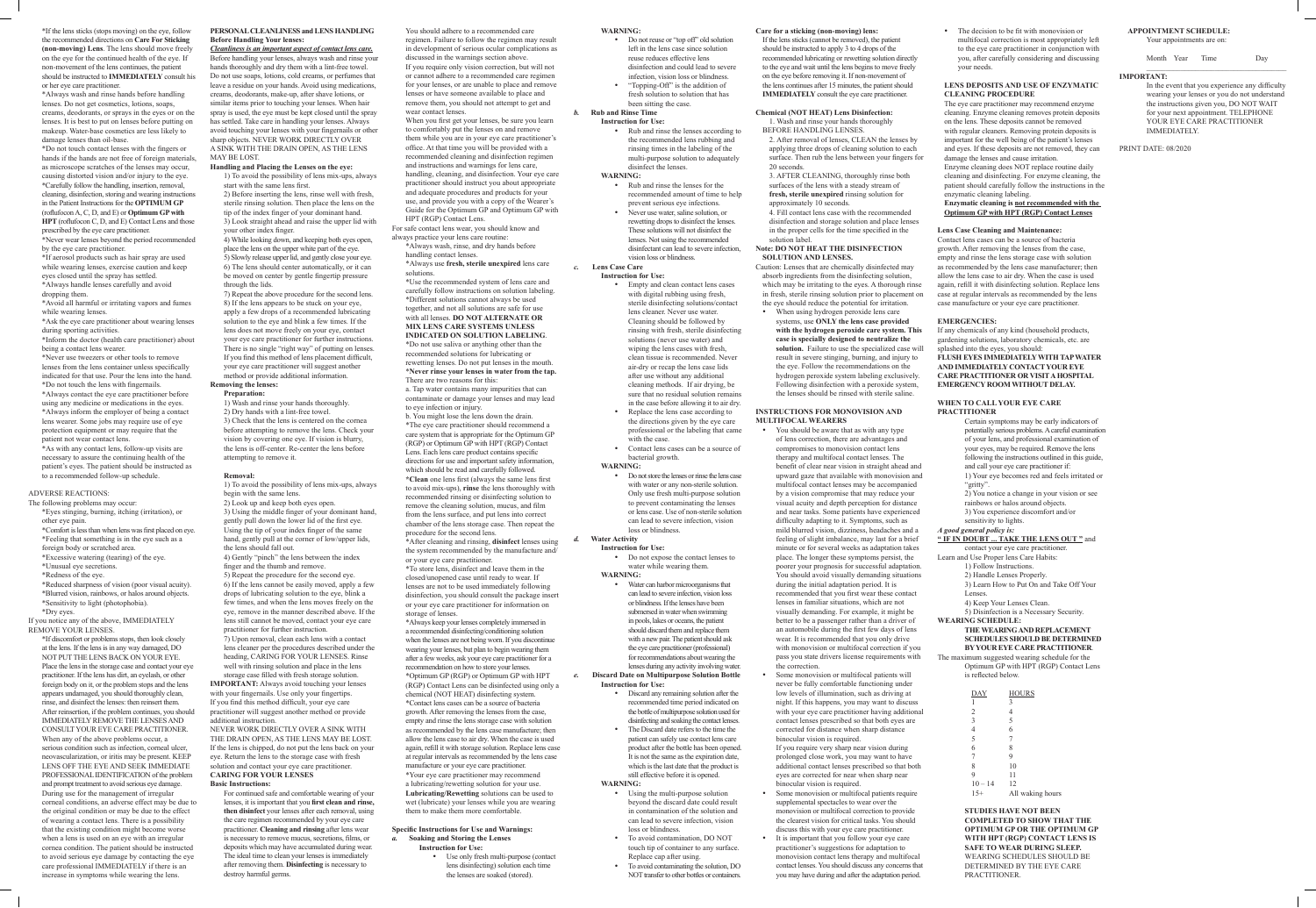*If the lens sticks (stops moving) on the eye, follow the recommended directions on **Care For Sticking (non-moving) Lens**. The lens should move freely on the eye for the continued health of the eye. If non-movement of the lens continues, the patient should be instructed to **IMMEDIATELY** consult his or her eye care practitioner.

*Always wash and rinse hands before handling lenses. Do not get cosmetics, lotions, soaps, creams, deodorants, or sprays in the eyes or on the lenses. It is best to put on lenses before putting on makeup. Water-base cosmetics are less likely to damage lenses than oil-base.

*Do not touch contact lenses with the fingers or hands if the hands are not free of foreign materials, as microscope scratches of the lenses may occur, causing distorted vision and/or injury to the eye.

*Carefully follow the handling, insertion, removal, cleaning, disinfection, storing and wearing instructions in the Patient Instructions for the **OPTIMUM GP** (roflufocon A, C, D, and E) or **Optimum GP with HPT** (roflufocon C, D, and E) Contact Lens and those prescribed by the eye care practitioner.

*Never wear lenses beyond the period recommended by the eye care practitioner.

*If aerosol products such as hair spray are used while wearing lenses, exercise caution and keep eyes closed until the spray has settled.

*Always handle lenses carefully and avoid dropping them.

*Avoid all harmful or irritating vapors and fumes while wearing lenses.

*Ask the eye care practitioner about wearing lenses during sporting activities.

*Inform the doctor (health care practitioner) about being a contact lens wearer.

*Never use tweezers or other tools to remove lenses from the lens container unless specifically indicated for that use. Pour the lens into the hand.

*Do not touch the lens with fingernails.

*Always contact the eye care practitioner before using any medicine or medications in the eyes.

*Always inform the employer of being a contact lens wearer. Some jobs may require use of eye protection equipment or may require that the patient not wear contact lens.

*As with any contact lens, follow-up visits are necessary to assure the continuing health of the patient's eyes. The patient should be instructed as to a recommended follow-up schedule.

ADVERSE REACTIONS:

The following problems may occur:

*Eyes stinging, burning, itching (irritation), or other eye pain.

*Comfort is less than when lens was first placed on eye.

*Feeling that something is in the eye such as a foreign body or scratched area.

*Excessive watering (tearing) of the eye.

*Unusual eye secretions.

*Redness of the eye.

*Reduced sharpness of vision (poor visual acuity).

*Blurred vision, rainbows, or halos around objects.

*Sensitivity to light (photophobia).

*Dry eyes.

If you notice any of the above, IMMEDIATELY REMOVE YOUR LENSES.

*If discomfort or problems stops, then look closely at the lens. If the lens is in any way damaged, DO NOT PUT THE LENS BACK ON YOUR EYE. Place the lens in the storage case and contact your eye practitioner. If the lens has dirt, an eyelash, or other foreign body on it, or the problem stops and the lens appears undamaged, you should thoroughly clean, rinse, and disinfect the lenses: then reinsert them. After reinsertion, if the problem continues, you should IMMEDIATELY REMOVE THE LENSES AND CONSULT YOUR EYE CARE PRACTITIONER. When any of the above problems occur, a serious condition such as infection, corneal ulcer, neovascularization, or iritis may be present. KEEP LENS OFF THE EYE AND SEEK IMMEDIATE PROFESSIONAL IDENTIFICATION of the problem and prompt treatment to avoid serious eye damage. During use for the management of irregular corneal conditions, an adverse effect may be due to the original condition or may be due to the effect of wearing a contact lens. There is a possibility that the existing condition might become worse when a lens is used on an eye with an irregular cornea condition. The patient should be instructed to avoid serious eye damage by contacting the eye care professional IMMEDIATELY if there is an increase in symptoms while wearing the lens.

**PERSONAL CLEANLINESS and LENS HANDLING Before Handling Your lenses:**

***Cleanliness is an important aspect of contact lens care.*** Before handling your lenses, always wash and rinse your hands thoroughly and dry them with a lint-free towel. Do not use soaps, lotions, cold creams, or perfumes that leave a residue on your hands. Avoid using medications, creams, deodorants, make-up, after shave lotions, or similar items prior to touching your lenses. When hair spray is used, the eye must be kept closed until the spray has settled. Take care in handling your lenses. Always avoid touching your lenses with your fingernails or other sharp objects. NEVER WORK DIRECTLY OVER A SINK WITH THE DRAIN OPEN, AS THE LENS MAY BE LOST.

**Handling and Placing the Lenses on the eye:**

1) To avoid the possibility of lens mix-ups, always start with the same lens first.
2) Before inserting the lens, rinse well with fresh, sterile rinsing solution. Then place the lens on the tip of the index finger of your dominant hand.
3) Look straight ahead and raise the upper lid with your other index finger.
4) While looking down, and keeping both eyes open, place the lens on the upper white part of the eye.
5) Slowly release upper lid, and gently close your eye.
6) The lens should center automatically, or it can be moved on center by gentle fingertip pressure through the lids.
7) Repeat the above procedure for the second lens.
8) If the lens appears to be stuck on your eye, apply a few drops of a recommended lubricating solution to the eye and blink a few times. If the lens does not move freely on your eye, contact your eye care practitioner for further instructions. There is no single "right way" of putting on lenses. If you find this method of lens placement difficult, your eye care practitioner will suggest another method or provide additional information.

**Removing the lenses:**

**Preparation:**

1) Wash and rinse your hands thoroughly.
2) Dry hands with a lint-free towel.
3) Check that the lens is centered on the cornea before attempting to remove the lens. Check your vision by covering one eye. If vision is blurry, the lens is off-center. Re-center the lens before attempting to remove it.

**Removal:**

1) To avoid the possibility of lens mix-ups, always begin with the same lens.
2) Look up and keep both eyes open.
3) Using the middle finger of your dominant hand, gently pull down the lower lid of the first eye. Using the tip of your index finger of the same hand, gently pull at the corner of low/upper lids, the lens should fall out.
4) Gently "pinch" the lens between the index finger and the thumb and remove.
5) Repeat the procedure for the second eye.
6) If the lens cannot be easily moved, apply a few drops of lubricating solution to the eye, blink a few times, and when the lens moves freely on the eye, remove in the manner described above. If the lens still cannot be moved, contact your eye care practitioner for further instruction.
7) Upon removal, clean each lens with a contact lens cleaner per the procedures described under the heading, CARING FOR YOUR LENSES. Rinse well with rinsing solution and place in the lens storage case filled with fresh storage solution.

**IMPORTANT:** Always avoid touching your lenses with your fingernails. Use only your fingertips. If you find this method difficult, your eye care practitioner will suggest another method or provide additional instruction.

NEVER WORK DIRECTLY OVER A SINK WITH THE DRAIN OPEN, AS THE LENS MAY BE LOST. If the lens is chipped, do not put the lens back on your eye. Return the lens to the storage case with fresh solution and contact your eye care practitioner.

**CARING FOR YOUR LENSES**

**Basic Instructions:**

For continued safe and comfortable wearing of your lenses, it is important that you **first clean and rinse, then disinfect** your lenses after each removal, using the care regimen recommended by your eye care practitioner. **Cleaning and rinsing** after lens wear is necessary to remove mucus, secretions, films, or deposits which may have accumulated during wear. The ideal time to clean your lenses is immediately after removing them. **Disinfecting** is necessary to destroy harmful germs.

You should adhere to a recommended care regimen. Failure to follow the regimen may result in development of serious ocular complications as discussed in the warnings section above.

If you require only vision correction, but will not or cannot adhere to a recommended care regimen for your lenses, or are unable to place and remove lenses or have someone available to place and remove them, you should not attempt to get and wear contact lenses.

When you first get your lenses, be sure you learn to comfortably put the lenses on and remove them while you are in your eye care practitioner's office. At that time you will be provided with a recommended cleaning and disinfection regimen and instructions and warnings for lens care, handling, cleaning, and disinfection. Your eye care practitioner should instruct you about appropriate and adequate procedures and products for your use, and provide you with a copy of the Wearer's Guide for the Optimum GP and Optimum GP with HPT (RGP) Contact Lens.

For safe contact lens wear, you should know and always practice your lens care routine:

*Always wash, rinse, and dry hands before handling contact lenses.

*Always use **fresh, sterile unexpired** lens care solutions.

*Use the recommended system of lens care and carefully follow instructions on solution labeling.

*Different solutions cannot always be used together, and not all solutions are safe for use with all lenses. **DO NOT ALTERNATE OR MIX LENS CARE SYSTEMS UNLESS INDICATED ON SOLUTION LABELING**.

*Do not use saliva or anything other than the recommended solutions for lubricating or rewetting lenses. Do not put lenses in the mouth.

***Never rinse your lenses in water from the tap.** There are two reasons for this:

a. Tap water contains many impurities that can contaminate or damage your lenses and may lead to eye infection or injury.

b. You might lose the lens down the drain.

*The eye care practitioner should recommend a care system that is appropriate for the Optimum GP (RGP) or Optimum GP with HPT (RGP) Contact Lens. Each lens care product contains specific directions for use and important safety information, which should be read and carefully followed.

***Clean** one lens first (always the same lens first to avoid mix-ups), **rinse** the lens thoroughly with recommended rinsing or disinfecting solution to remove the cleaning solution, mucus, and film from the lens surface, and put lens into correct chamber of the lens storage case. Then repeat the procedure for the second lens.

*After cleaning and rinsing, **disinfect** lenses using the system recommended by the manufacture and/ or your eye care practitioner.

*To store lens, disinfect and leave them in the closed/unopened case until ready to wear. If lenses are not to be used immediately following disinfection, you should consult the package insert or your eye care practitioner for information on storage of lenses.

*Always keep your lenses completely immersed in a recommended disinfecting/conditioning solution when the lenses are not being worn. If you discontinue wearing your lenses, but plan to begin wearing them after a few weeks, ask your eye care practitioner for a recommendation on how to store your lenses.

*Optimum GP (RGP) or Optimum GP with HPT (RGP) Contact Lens can be disinfected using only a chemical (NOT HEAT) disinfecting system.

*Contact lens cases can be a source of bacteria growth. After removing the lenses from the case, empty and rinse the lens storage case with solution as recommended by the lens case manufacture; then allow the lens case to air dry. When the case is used again, refill it with storage solution. Replace lens case at regular intervals as recommended by the lens case manufacture or your eye care practitioner.

*Your eye care practitioner may recommend a lubricating/rewetting solution for your use. **Lubricating/Rewetting** solutions can be used to wet (lubricate) your lenses while you are wearing them to make them more comfortable.

**Specific Instructions for Use and Warnings:**

*a.* **Soaking and Storing the Lenses**

**Instruction for Use:**

- Use only fresh multi-purpose (contact lens disinfecting) solution each time the lenses are soaked (stored).

**WARNING:**

- Do not reuse or "top off" old solution left in the lens case since solution reuse reduces effective lens disinfection and could lead to severe infection, vision loss or blindness.
- "Topping-Off" is the addition of fresh solution to solution that has been sitting the case.

*b.* **Rub and Rinse Time**

**Instruction for Use:**

- Rub and rinse the lenses according to the recommended lens rubbing and rinsing times in the labeling of the multi-purpose solution to adequately disinfect the lenses.

**WARNING:**

- Rub and rinse the lenses for the recommended amount of time to help prevent serious eye infections.
- Never use water, saline solution, or rewetting drops to disinfect the lenses. These solutions will not disinfect the lenses. Not using the recommended disinfectant can lead to severe infection, vision loss or blindness.

*c.* **Lens Case Care**

**Instruction for Use:**

- Empty and clean contact lens cases with digital rubbing using fresh, sterile disinfecting solutions/contact lens cleaner. Never use water. Cleaning should be followed by rinsing with fresh, sterile disinfecting solutions (never use water) and wiping the lens cases with fresh, clean tissue is recommended. Never air-dry or recap the lens case lids after use without any additional cleaning methods. If air drying, be sure that no residual solution remains in the case before allowing it to air dry.
- Replace the lens case according to the directions given by the eye care professional or the labeling that came with the case.
- Contact lens cases can be a source of bacterial growth.

**WARNING:**

- Do not store the lenses or rinse the lens case with water or any non-sterile solution. Only use fresh multi-purpose solution to prevent contaminating the lenses or lens case. Use of non-sterile solution can lead to severe infection, vision loss or blindness.

*d.* **Water Activity**

**Instruction for Use:**

- Do not expose the contact lenses to water while wearing them.

**WARNING:**

- Water can harbor microorganisms that can lead to severe infection, vision loss or blindness. If the lenses have been submersed in water when swimming in pools, lakes or oceans, the patient should discard them and replace them with a new pair. The patient should ask the eye care practitioner (professional) for recommendations about wearing the lenses during any activity involving water.

*e.* **Discard Date on Multipurpose Solution Bottle**

**Instruction for Use:**

- Discard any remaining solution after the recommended time period indicated on the bottle of multipurpose solution used for disinfecting and soaking the contact lenses.
- The Discard date refers to the time the patient can safely use contact lens care product after the bottle has been opened. It is not the same as the expiration date, which is the last date that the product is still effective before it is opened.

**WARNING:**

- Using the multi-purpose solution beyond the discard date could result in contamination of the solution and can lead to severe infection, vision loss or blindness.
- To avoid contamination, DO NOT touch tip of container to any surface. Replace cap after using.
- To avoid contaminating the solution, DO NOT transfer to other bottles or containers.

**Care for a sticking (non-moving) lens:**

If the lens sticks (cannot be removed), the patient should be instructed to apply 3 to 4 drops of the recommended lubricating or rewetting solution directly to the eye and wait until the lens begins to move freely on the eye before removing it. If non-movement of the lens continues after 15 minutes, the patient should **IMMEDIATELY** consult the eye care practitioner.

**Chemical (NOT HEAT) Lens Disinfection:**

1. Wash and rinse your hands thoroughly BEFORE HANDLING LENSES.
2. After removal of lenses, CLEAN the lenses by applying three drops of cleaning solution to each surface. Then rub the lens between your fingers for 20 seconds.
3. AFTER CLEANING, thoroughly rinse both surfaces of the lens with a steady stream of **fresh, sterile unexpired** rinsing solution for approximately 10 seconds.
4. Fill contact lens case with the recommended disinfection and storage solution and place lenses in the proper cells for the time specified in the solution label.

**Note: DO NOT HEAT THE DISINFECTION SOLUTION AND LENSES.**

Caution: Lenses that are chemically disinfected may absorb ingredients from the disinfecting solution, which may be irritating to the eyes. A thorough rinse in fresh, sterile rinsing solution prior to placement on the eye should reduce the potential for irritation.

- When using hydrogen peroxide lens care systems, use **ONLY the lens case provided with the hydrogen peroxide care system. This case is specially designed to neutralize the solution.** Failure to use the specialized case will result in severe stinging, burning, and injury to the eye. Follow the recommendations on the hydrogen peroxide system labeling exclusively. Following disinfection with a peroxide system, the lenses should be rinsed with sterile saline.

**INSTRUCTIONS FOR MONOVISION AND MULTIFOCAL WEARERS**

- You should be aware that as with any type of lens correction, there are advantages and compromises to monovision contact lens therapy and multifocal contact lenses. The benefit of clear near vision in straight ahead and upward gaze that available with monovision and multifocal contact lenses may be accompanied by a vision compromise that may reduce your visual acuity and depth perception for distance and near tasks. Some patients have experienced difficulty adapting to it. Symptoms, such as mild blurred vision, dizziness, headaches and a feeling of slight imbalance, may last for a brief minute or for several weeks as adaptation takes place. The longer these symptoms persist, the poorer your prognosis for successful adaptation. You should avoid visually demanding situations during the initial adaptation period. It is recommended that you first wear these contact lenses in familiar situations, which are not visually demanding. For example, it might be better to be a passenger rather than a driver of an automobile during the first few days of lens wear. It is recommended that you only drive with monovision or multifocal correction if you pass you state drivers license requirements with the correction.
- Some monovision or multifocal patients will never be fully comfortable functioning under low levels of illumination, such as driving at night. If this happens, you may want to discuss with your eye care practitioner having additional contact lenses prescribed so that both eyes are corrected for distance when sharp distance binocular vision is required.
  If you require very sharp near vision during prolonged close work, you may want to have additional contact lenses prescribed so that both eyes are corrected for near when sharp near binocular vision is required.
- Some monovision or multifocal patients require supplemental spectacles to wear over the monovision or multifocal correction to provide the clearest vision for critical tasks. You should discuss this with your eye care practitioner.
- It is important that you follow your eye care practitioner's suggestions for adaptation to monovision contact lens therapy and multifocal contact lenses. You should discuss any concerns that you may have during and after the adaptation period.
- The decision to be fit with monovision or multifocal correction is most appropriately left to the eye care practitioner in conjunction with you, after carefully considering and discussing your needs.

**LENS DEPOSITS AND USE OF ENZYMATIC CLEANING PROCEDURE**

The eye care practitioner may recommend enzyme cleaning. Enzyme cleaning removes protein deposits on the lens. These deposits cannot be removed with regular cleaners. Removing protein deposits is important for the well being of the patient's lenses and eyes. If these deposits are not removed, they can damage the lenses and cause irritation.

Enzyme cleaning does NOT replace routine daily cleaning and disinfecting. For enzymatic cleaning, the patient should carefully follow the instructions in the enzymatic cleaning labeling.

**Enzymatic cleaning is not recommended with the Optimum GP with HPT (RGP) Contact Lenses**

**Lens Case Cleaning and Maintenance:**

Contact lens cases can be a source of bacteria growth. After removing the lenses from the case, empty and rinse the lens storage case with solution as recommended by the lens case manufacturer; then allow the lens case to air dry. When the case is used again, refill it with disinfecting solution. Replace lens case at regular intervals as recommended by the lens case manufacture or your eye care practitioner.

**EMERGENCIES:**

If any chemicals of any kind (household products, gardening solutions, laboratory chemicals, etc. are splashed into the eyes, you should:

**FLUSH EYES IMMEDIATELY WITH TAP WATER AND IMMEDIATELY CONTACT YOUR EYE CARE PRACTITIONER OR VISIT A HOSPITAL EMERGENCY ROOM WITHOUT DELAY.**

**WHEN TO CALL YOUR EYE CARE PRACTITIONER**

Certain symptoms may be early indicators of potentially serious problems. A careful examination of your lens, and professional examination of your eyes, may be required. Remove the lens following the instructions outlined in this guide, and call your eye care practitioner if:

1) Your eye becomes red and feels irritated or "gritty".
2) You notice a change in your vision or see rainbows or halos around objects.
3) You experience discomfort and/or sensitivity to lights.

***A good general policy is:***

**" IF IN DOUBT ... TAKE THE LENS OUT "** and contact your eye care practitioner.

Learn and Use Proper lens Care Habits:

1) Follow Instructions.
2) Handle Lenses Properly.
3) Learn How to Put On and Take Off Your Lenses.
4) Keep Your Lenses Clean.
5) Disinfection is a Necessary Security.

**WEARING SCHEDULE:**

**THE WEARING AND REPLACEMENT SCHEDULES SHOULD BE DETERMINED BY YOUR EYE CARE PRACTITIONER.**

The maximum suggested wearing schedule for the Optimum GP with HPT (RGP) Contact Lens is reflected below.

| DAY | HOURS |
|---|---|
| 1 | 3 |
| 2 | 4 |
| 3 | 5 |
| 4 | 6 |
| 5 | 7 |
| 6 | 8 |
| 7 | 9 |
| 8 | 10 |
| 9 | 11 |
| 10 – 14 | 12 |
| 15+ | All waking hours |

**STUDIES HAVE NOT BEEN COMPLETED TO SHOW THAT THE OPTIMUM GP OR THE OPTIMUM GP WITH HPT (RGP) CONTACT LENS IS SAFE TO WEAR DURING SLEEP.** WEARING SCHEDULES SHOULD BE DETERMINED BY THE EYE CARE PRACTITIONER.

**APPOINTMENT SCHEDULE:**

Your appointments are on:

Month Year Time Day

**IMPORTANT:**

In the event that you experience any difficulty wearing your lenses or you do not understand the instructions given you, DO NOT WAIT for your next appointment. TELEPHONE YOUR EYE CARE PRACTITIONER IMMEDIATELY.

PRINT DATE: 08/2020